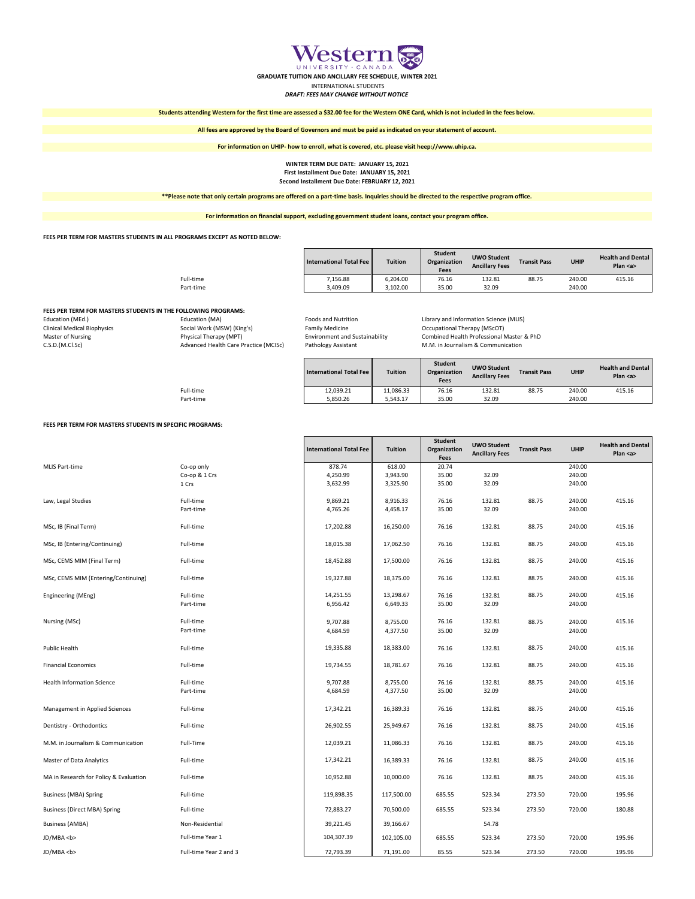# Western University Canada

**GRADUATE TUITION AND ANCILLARY FEE SCHEDULE, WINTER 2021**

INTERNATIONAL STUDENTS

***DRAFT: FEES MAY CHANGE WITHOUT NOTICE***

**Students attending Western for the first time are assessed a $32.00 fee for the Western ONE Card, which is not included in the fees below.**

**All fees are approved by the Board of Governors and must be paid as indicated on your statement of account.**

**For information on UHIP- how to enroll, what is covered, etc. please visit heep://www.uhip.ca.**

**WINTER TERM DUE DATE: JANUARY 15, 2021**
**First Installment Due Date: JANUARY 15, 2021**
**Second Installment Due Date: FEBRUARY 12, 2021**

**\*\*Please note that only certain programs are offered on a part-time basis. Inquiries should be directed to the respective program office.**

**For information on financial support, excluding government student loans, contact your program office.**

**FEES PER TERM FOR MASTERS STUDENTS IN ALL PROGRAMS EXCEPT AS NOTED BELOW:**

| | International Total Fee | Tuition | Student Organization Fees | UWO Student Ancillary Fees | Transit Pass | UHIP | Health and Dental Plan <a> |
|---|---|---|---|---|---|---|---|
| Full-time | 7,156.88 | 6,204.00 | 76.16 | 132.81 | 88.75 | 240.00 | 415.16 |
| Part-time | 3,409.09 | 3,102.00 | 35.00 | 32.09 | | 240.00 | |

**FEES PER TERM FOR MASTERS STUDENTS IN THE FOLLOWING PROGRAMS:**

Education (MEd.), Clinical Medical Biophysics, Master of Nursing, C.S.D.(M.Cl.Sc), Education (MA), Social Work (MSW) (King's), Physical Therapy (MPT), Advanced Health Care Practice (MCISc), Foods and Nutrition, Family Medicine, Environment and Sustainability, Pathology Assistant, Library and Information Science (MLIS), Occupational Therapy (MScOT), Combined Health Professional Master & PhD, M.M. in Journalism & Communication

| | International Total Fee | Tuition | Student Organization Fees | UWO Student Ancillary Fees | Transit Pass | UHIP | Health and Dental Plan <a> |
|---|---|---|---|---|---|---|---|
| Full-time | 12,039.21 | 11,086.33 | 76.16 | 132.81 | 88.75 | 240.00 | 415.16 |
| Part-time | 5,850.26 | 5,543.17 | 35.00 | 32.09 | | 240.00 | |

**FEES PER TERM FOR MASTERS STUDENTS IN SPECIFIC PROGRAMS:**

| Program | | International Total Fee | Tuition | Student Organization Fees | UWO Student Ancillary Fees | Transit Pass | UHIP | Health and Dental Plan <a> |
|---|---|---|---|---|---|---|---|---|
| MLIS Part-time | Co-op only | 878.74 | 618.00 | 20.74 | | | 240.00 | |
| | Co-op & 1 Crs | 4,250.99 | 3,943.90 | 35.00 | 32.09 | | 240.00 | |
| | 1 Crs | 3,632.99 | 3,325.90 | 35.00 | 32.09 | | 240.00 | |
| Law, Legal Studies | Full-time | 9,869.21 | 8,916.33 | 76.16 | 132.81 | 88.75 | 240.00 | 415.16 |
| | Part-time | 4,765.26 | 4,458.17 | 35.00 | 32.09 | | 240.00 | |
| MSc, IB (Final Term) | Full-time | 17,202.88 | 16,250.00 | 76.16 | 132.81 | 88.75 | 240.00 | 415.16 |
| MSc, IB (Entering/Continuing) | Full-time | 18,015.38 | 17,062.50 | 76.16 | 132.81 | 88.75 | 240.00 | 415.16 |
| MSc, CEMS MIM (Final Term) | Full-time | 18,452.88 | 17,500.00 | 76.16 | 132.81 | 88.75 | 240.00 | 415.16 |
| MSc, CEMS MIM (Entering/Continuing) | Full-time | 19,327.88 | 18,375.00 | 76.16 | 132.81 | 88.75 | 240.00 | 415.16 |
| Engineering (MEng) | Full-time | 14,251.55 | 13,298.67 | 76.16 | 132.81 | 88.75 | 240.00 | 415.16 |
| | Part-time | 6,956.42 | 6,649.33 | 35.00 | 32.09 | | 240.00 | |
| Nursing (MSc) | Full-time | 9,707.88 | 8,755.00 | 76.16 | 132.81 | 88.75 | 240.00 | 415.16 |
| | Part-time | 4,684.59 | 4,377.50 | 35.00 | 32.09 | | 240.00 | |
| Public Health | Full-time | 19,335.88 | 18,383.00 | 76.16 | 132.81 | 88.75 | 240.00 | 415.16 |
| Financial Economics | Full-time | 19,734.55 | 18,781.67 | 76.16 | 132.81 | 88.75 | 240.00 | 415.16 |
| Health Information Science | Full-time | 9,707.88 | 8,755.00 | 76.16 | 132.81 | 88.75 | 240.00 | 415.16 |
| | Part-time | 4,684.59 | 4,377.50 | 35.00 | 32.09 | | 240.00 | |
| Management in Applied Sciences | Full-time | 17,342.21 | 16,389.33 | 76.16 | 132.81 | 88.75 | 240.00 | 415.16 |
| Dentistry - Orthodontics | Full-time | 26,902.55 | 25,949.67 | 76.16 | 132.81 | 88.75 | 240.00 | 415.16 |
| M.M. in Journalism & Communication | Full-Time | 12,039.21 | 11,086.33 | 76.16 | 132.81 | 88.75 | 240.00 | 415.16 |
| Master of Data Analytics | Full-time | 17,342.21 | 16,389.33 | 76.16 | 132.81 | 88.75 | 240.00 | 415.16 |
| MA in Research for Policy & Evaluation | Full-time | 10,952.88 | 10,000.00 | 76.16 | 132.81 | 88.75 | 240.00 | 415.16 |
| Business (MBA) Spring | Full-time | 119,898.35 | 117,500.00 | 685.55 | 523.34 | 273.50 | 720.00 | 195.96 |
| Business (Direct MBA) Spring | Full-time | 72,883.27 | 70,500.00 | 685.55 | 523.34 | 273.50 | 720.00 | 180.88 |
| Business (AMBA) | Non-Residential | 39,221.45 | 39,166.67 | | 54.78 | | | |
| JD/MBA <b> | Full-time Year 1 | 104,307.39 | 102,105.00 | 685.55 | 523.34 | 273.50 | 720.00 | 195.96 |
| JD/MBA <b> | Full-time Year 2 and 3 | 72,793.39 | 71,191.00 | 85.55 | 523.34 | 273.50 | 720.00 | 195.96 |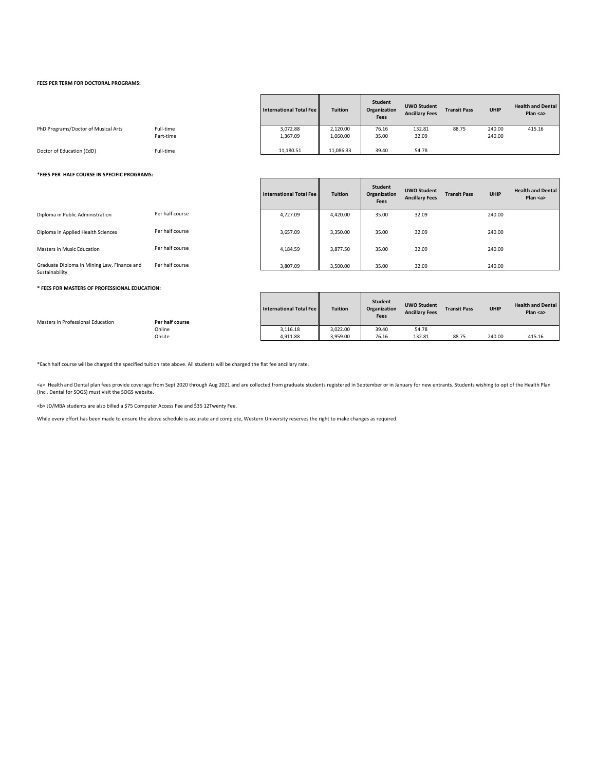**FEES PER TERM FOR DOCTORAL PROGRAMS:**

| | | International Total Fee | Tuition | Student Organization Fees | UWO Student Ancillary Fees | Transit Pass | UHIP | Health and Dental Plan <a> |
|---|---|---|---|---|---|---|---|---|
| PhD Programs/Doctor of Musical Arts | Full-time | 3,072.88 | 2,120.00 | 76.16 | 132.81 | 88.75 | 240.00 | 415.16 |
| | Part-time | 1,367.09 | 1,060.00 | 35.00 | 32.09 | | 240.00 | |
| Doctor of Education (EdD) | Full-time | 11,180.51 | 11,086.33 | 39.40 | 54.78 | | | |

**\*FEES PER HALF COURSE IN SPECIFIC PROGRAMS:**

| | | International Total Fee | Tuition | Student Organization Fees | UWO Student Ancillary Fees | Transit Pass | UHIP | Health and Dental Plan <a> |
|---|---|---|---|---|---|---|---|---|
| Diploma in Public Administration | Per half course | 4,727.09 | 4,420.00 | 35.00 | 32.09 | | 240.00 | |
| Diploma in Applied Health Sciences | Per half course | 3,657.09 | 3,350.00 | 35.00 | 32.09 | | 240.00 | |
| Masters in Music Education | Per half course | 4,184.59 | 3,877.50 | 35.00 | 32.09 | | 240.00 | |
| Graduate Diploma in Mining Law, Finance and Sustainability | Per half course | 3,807.09 | 3,500.00 | 35.00 | 32.09 | | 240.00 | |

**\* FEES FOR MASTERS OF PROFESSIONAL EDUCATION:**

| | | International Total Fee | Tuition | Student Organization Fees | UWO Student Ancillary Fees | Transit Pass | UHIP | Health and Dental Plan <a> |
|---|---|---|---|---|---|---|---|---|
| Masters in Professional Education | **Per half course** | | | | | | | |
| | Online | 3,116.18 | 3,022.00 | 39.40 | 54.78 | | | |
| | Onsite | 4,911.88 | 3,959.00 | 76.16 | 132.81 | 88.75 | 240.00 | 415.16 |

\*Each half course will be charged the specified tuition rate above. All students will be charged the flat fee ancillary rate.

<a> Health and Dental plan fees provide coverage from Sept 2020 through Aug 2021 and are collected from graduate students registered in September or in January for new entrants. Students wishing to opt of the Health Plan (Incl. Dental for SOGS) must visit the SOGS website.

<b> JD/MBA students are also billed a $75 Computer Access Fee and $35 12Twenty Fee.

While every effort has been made to ensure the above schedule is accurate and complete, Western University reserves the right to make changes as required.